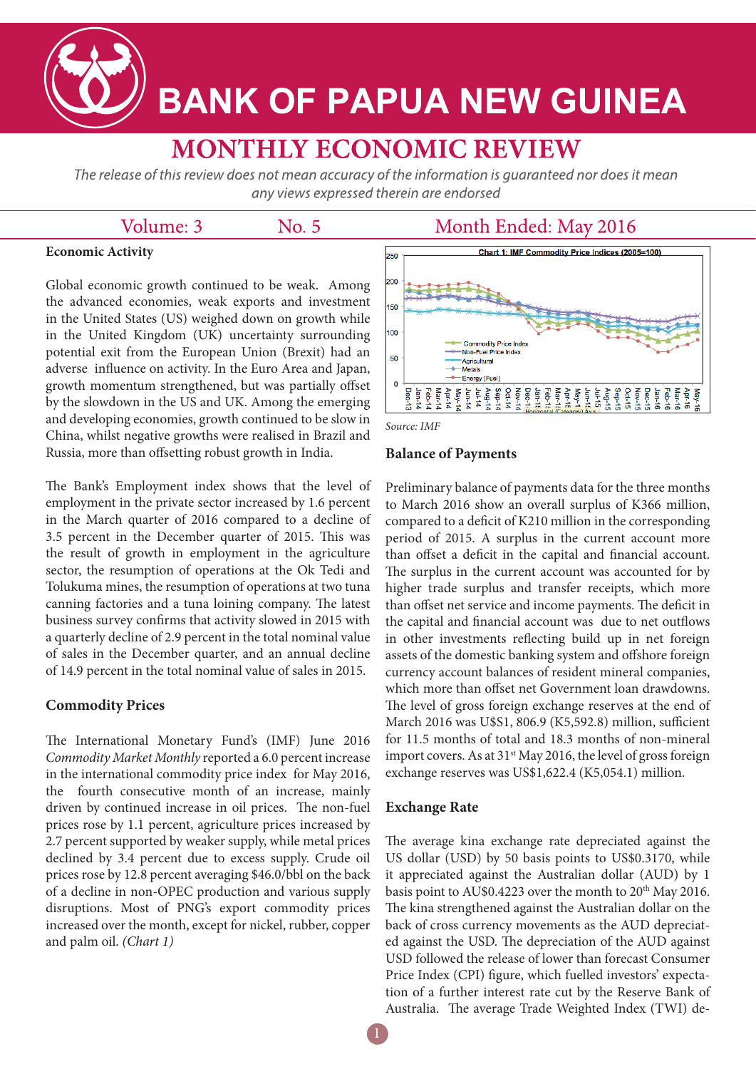# BANK OF PAPUA NEW GUINEA

## MONTHLY ECONOMIC REVIEW

*The release of this review does not mean accuracy of the information is guaranteed nor does it mean any views expressed therein are endorsed*

Volume: 3 No. 5 Month Ended: May 2016

### Economic Activity

Global economic growth continued to be weak. Among the advanced economies, weak exports and investment in the United States (US) weighed down on growth while in the United Kingdom (UK) uncertainty surrounding potential exit from the European Union (Brexit) had an adverse influence on activity. In the Euro Area and Japan, growth momentum strengthened, but was partially offset by the slowdown in the US and UK. Among the emerging and developing economies, growth continued to be slow in China, whilst negative growths were realised in Brazil and Russia, more than offsetting robust growth in India.

The Bank's Employment index shows that the level of employment in the private sector increased by 1.6 percent in the March quarter of 2016 compared to a decline of 3.5 percent in the December quarter of 2015. This was the result of growth in employment in the agriculture sector, the resumption of operations at the Ok Tedi and Tolukuma mines, the resumption of operations at two tuna canning factories and a tuna loining company. The latest business survey confirms that activity slowed in 2015 with a quarterly decline of 2.9 percent in the total nominal value of sales in the December quarter, and an annual decline of 14.9 percent in the total nominal value of sales in 2015.

### Commodity Prices

The International Monetary Fund's (IMF) June 2016 *Commodity Market Monthly* reported a 6.0 percent increase in the international commodity price index for May 2016, the fourth consecutive month of an increase, mainly driven by continued increase in oil prices. The non-fuel prices rose by 1.1 percent, agriculture prices increased by 2.7 percent supported by weaker supply, while metal prices declined by 3.4 percent due to excess supply. Crude oil prices rose by 12.8 percent averaging $46.0/bbl on the back of a decline in non-OPEC production and various supply disruptions. Most of PNG's export commodity prices increased over the month, except for nickel, rubber, copper and palm oil. *(Chart 1)*

**Chart 1: IMF Commodity Price Indices (2005=100)**

*Source: IMF*

### Balance of Payments

Preliminary balance of payments data for the three months to March 2016 show an overall surplus of K366 million, compared to a deficit of K210 million in the corresponding period of 2015. A surplus in the current account more than offset a deficit in the capital and financial account. The surplus in the current account was accounted for by higher trade surplus and transfer receipts, which more than offset net service and income payments. The deficit in the capital and financial account was due to net outflows in other investments reflecting build up in net foreign assets of the domestic banking system and offshore foreign currency account balances of resident mineral companies, which more than offset net Government loan drawdowns. The level of gross foreign exchange reserves at the end of March 2016 was US$1, 806.9 (K5,592.8) million, sufficient for 11.5 months of total and 18.3 months of non-mineral import covers. As at 31st May 2016, the level of gross foreign exchange reserves was US$1,622.4 (K5,054.1) million.

### Exchange Rate

The average kina exchange rate depreciated against the US dollar (USD) by 50 basis points to US$0.3170, while it appreciated against the Australian dollar (AUD) by 1 basis point to AU$0.4223 over the month to 20th May 2016. The kina strengthened against the Australian dollar on the back of cross currency movements as the AUD depreciated against the USD. The depreciation of the AUD against USD followed the release of lower than forecast Consumer Price Index (CPI) figure, which fuelled investors' expectation of a further interest rate cut by the Reserve Bank of Australia. The average Trade Weighted Index (TWI) de-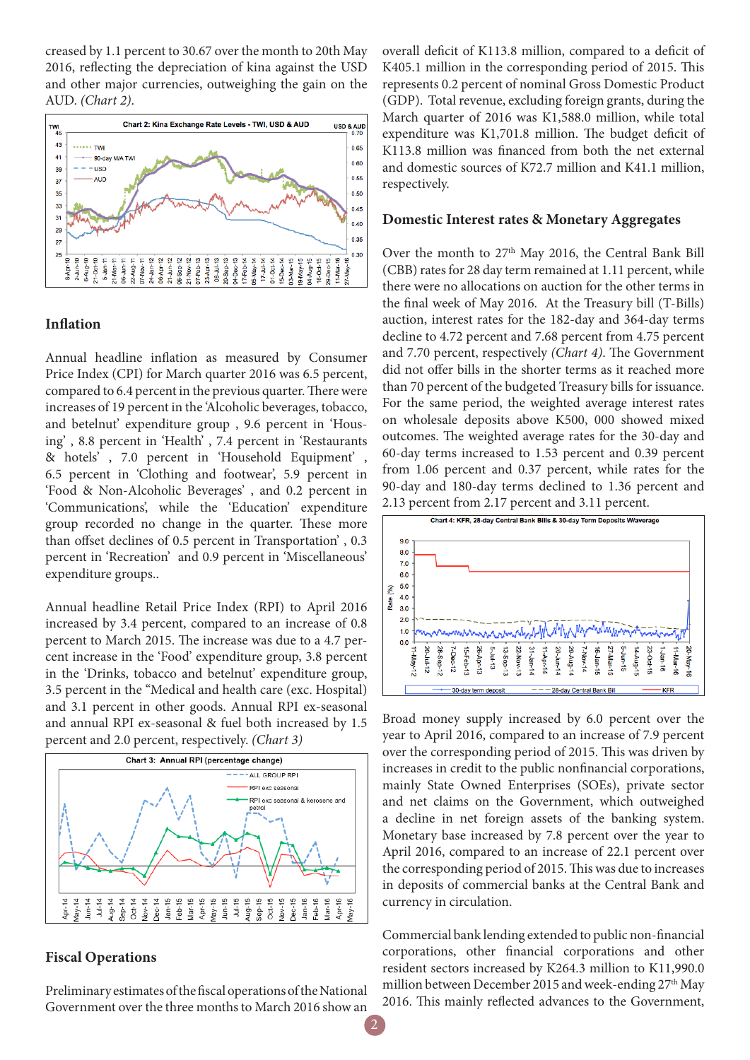creased by 1.1 percent to 30.67 over the month to 20th May 2016, reflecting the depreciation of kina against the USD and other major currencies, outweighing the gain on the AUD. *(Chart 2)*.

## Inflation

Annual headline inflation as measured by Consumer Price Index (CPI) for March quarter 2016 was 6.5 percent, compared to 6.4 percent in the previous quarter. There were increases of 19 percent in the 'Alcoholic beverages, tobacco, and betelnut' expenditure group , 9.6 percent in 'Housing' , 8.8 percent in 'Health' , 7.4 percent in 'Restaurants & hotels' , 7.0 percent in 'Household Equipment' , 6.5 percent in 'Clothing and footwear', 5.9 percent in 'Food & Non-Alcoholic Beverages' , and 0.2 percent in 'Communications', while the 'Education' expenditure group recorded no change in the quarter. These more than offset declines of 0.5 percent in Transportation' , 0.3 percent in 'Recreation' and 0.9 percent in 'Miscellaneous' expenditure groups..

Annual headline Retail Price Index (RPI) to April 2016 increased by 3.4 percent, compared to an increase of 0.8 percent to March 2015. The increase was due to a 4.7 percent increase in the 'Food' expenditure group, 3.8 percent in the 'Drinks, tobacco and betelnut' expenditure group, 3.5 percent in the "Medical and health care (exc. Hospital) and 3.1 percent in other goods. Annual RPI ex-seasonal and annual RPI ex-seasonal & fuel both increased by 1.5 percent and 2.0 percent, respectively. *(Chart 3)*

## Fiscal Operations

Preliminary estimates of the fiscal operations of the National Government over the three months to March 2016 show an overall deficit of K113.8 million, compared to a deficit of K405.1 million in the corresponding period of 2015. This represents 0.2 percent of nominal Gross Domestic Product (GDP). Total revenue, excluding foreign grants, during the March quarter of 2016 was K1,588.0 million, while total expenditure was K1,701.8 million. The budget deficit of K113.8 million was financed from both the net external and domestic sources of K72.7 million and K41.1 million, respectively.

## Domestic Interest rates & Monetary Aggregates

Over the month to 27th May 2016, the Central Bank Bill (CBB) rates for 28 day term remained at 1.11 percent, while there were no allocations on auction for the other terms in the final week of May 2016. At the Treasury bill (T-Bills) auction, interest rates for the 182-day and 364-day terms decline to 4.72 percent and 7.68 percent from 4.75 percent and 7.70 percent, respectively *(Chart 4)*. The Government did not offer bills in the shorter terms as it reached more than 70 percent of the budgeted Treasury bills for issuance. For the same period, the weighted average interest rates on wholesale deposits above K500, 000 showed mixed outcomes. The weighted average rates for the 30-day and 60-day terms increased to 1.53 percent and 0.39 percent from 1.06 percent and 0.37 percent, while rates for the 90-day and 180-day terms declined to 1.36 percent and 2.13 percent from 2.17 percent and 3.11 percent.

Broad money supply increased by 6.0 percent over the year to April 2016, compared to an increase of 7.9 percent over the corresponding period of 2015. This was driven by increases in credit to the public nonfinancial corporations, mainly State Owned Enterprises (SOEs), private sector and net claims on the Government, which outweighed a decline in net foreign assets of the banking system. Monetary base increased by 7.8 percent over the year to April 2016, compared to an increase of 22.1 percent over the corresponding period of 2015. This was due to increases in deposits of commercial banks at the Central Bank and currency in circulation.

Commercial bank lending extended to public non-financial corporations, other financial corporations and other resident sectors increased by K264.3 million to K11,990.0 million between December 2015 and week-ending 27th May 2016. This mainly reflected advances to the Government,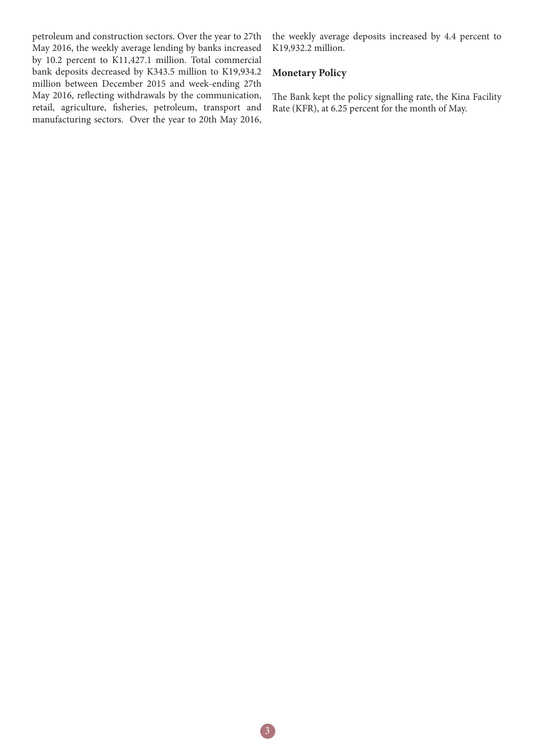petroleum and construction sectors. Over the year to 27th May 2016, the weekly average lending by banks increased by 10.2 percent to K11,427.1 million. Total commercial bank deposits decreased by K343.5 million to K19,934.2 million between December 2015 and week-ending 27th May 2016, reflecting withdrawals by the communication, retail, agriculture, fisheries, petroleum, transport and manufacturing sectors. Over the year to 20th May 2016, the weekly average deposits increased by 4.4 percent to K19,932.2 million.

**Monetary Policy**

The Bank kept the policy signalling rate, the Kina Facility Rate (KFR), at 6.25 percent for the month of May.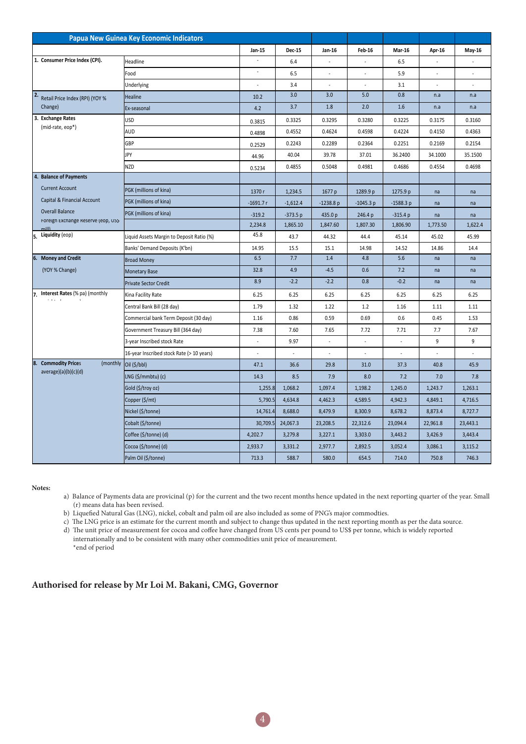| Papua New Guinea Key Economic Indicators | | Jan-15 | Dec-15 | Jan-16 | Feb-16 | Mar-16 | Apr-16 | May-16 |
|---|---|---|---|---|---|---|---|---|
| 1. Consumer Price Index (CPI). | Headline | - | 6.4 | - | - | 6.5 | - | - |
| | Food | - | 6.5 | - | - | 5.9 | - | - |
| | Underlying | - | 3.4 | - | - | 3.1 | - | - |
| 2. Retail Price Index (RPI) (YOY % Change) | Healine | 10.2 | 3.0 | 3.0 | 5.0 | 0.8 | n.a | n.a |
| | Ex-seasonal | 4.2 | 3.7 | 1.8 | 2.0 | 1.6 | n.a | n.a |
| 3. Exchange Rates (mid-rate, eop*) | USD | 0.3815 | 0.3325 | 0.3295 | 0.3280 | 0.3225 | 0.3175 | 0.3160 |
| | AUD | 0.4898 | 0.4552 | 0.4624 | 0.4598 | 0.4224 | 0.4150 | 0.4363 |
| | GBP | 0.2529 | 0.2243 | 0.2289 | 0.2364 | 0.2251 | 0.2169 | 0.2154 |
| | JPY | 44.96 | 40.04 | 39.78 | 37.01 | 36.2400 | 34.1000 | 35.1500 |
| | NZD | 0.5234 | 0.4855 | 0.5048 | 0.4981 | 0.4686 | 0.4554 | 0.4698 |
| 4. Balance of Payments | | | | | | | | |
| Current Account | PGK (millions of kina) | 1370 r | 1,234.5 | 1677 p | 1289.9 p | 1275.9 p | na | na |
| Capital & Financial Account | PGK (millions of kina) | -1691.7 r | -1,612.4 | -1238.8 p | -1045.3 p | -1588.3 p | na | na |
| Overall Balance | PGK (millions of kina) | -319.2 | -373.5 p | 435.0 p | 246.4 p | -315.4 p | na | na |
| Foreign Exchange Reserve (eop, US$ mill) | | 2,234.8 | 1,865.10 | 1,847.60 | 1,807.30 | 1,806.90 | 1,773.50 | 1,622.4 |
| 5. Liquidity (eop) | Liquid Assets Margin to Deposit Ratio (%) | 45.8 | 43.7 | 44.32 | 44.4 | 45.14 | 45.02 | 45.99 |
| | Banks' Demand Deposits (K'bn) | 14.95 | 15.5 | 15.1 | 14.98 | 14.52 | 14.86 | 14.4 |
| 6. Money and Credit (YOY % Change) | Broad Money | 6.5 | 7.7 | 1.4 | 4.8 | 5.6 | na | na |
| | Monetary Base | 32.8 | 4.9 | -4.5 | 0.6 | 7.2 | na | na |
| | Private Sector Credit | 8.9 | -2.2 | -2.2 | 0.8 | -0.2 | na | na |
| 7. Interest Rates (% pa) (monthly weighted average) | Kina Facility Rate | 6.25 | 6.25 | 6.25 | 6.25 | 6.25 | 6.25 | 6.25 |
| | Central Bank Bill (28 day) | 1.79 | 1.32 | 1.22 | 1.2 | 1.16 | 1.11 | 1.11 |
| | Commercial bank Term Deposit (30 day) | 1.16 | 0.86 | 0.59 | 0.69 | 0.6 | 0.45 | 1.53 |
| | Government Treasury Bill (364 day) | 7.38 | 7.60 | 7.65 | 7.72 | 7.71 | 7.7 | 7.67 |
| | 3-year Inscribed stock Rate | - | 9.97 | - | - | - | 9 | 9 |
| | 16-year Inscribed stock Rate (> 10 years) | - | - | - | - | - | - | - |
| 8. Commodity Prices (monthly average)(a)(b)(c)(d) | Oil ($/bbl) | 47.1 | 36.6 | 29.8 | 31.0 | 37.3 | 40.8 | 45.9 |
| | LNG ($/mmbtu) (c) | 14.3 | 8.5 | 7.9 | 8.0 | 7.2 | 7.0 | 7.8 |
| | Gold ($/troy oz) | 1,255.8 | 1,068.2 | 1,097.4 | 1,198.2 | 1,245.0 | 1,243.7 | 1,263.1 |
| | Copper ($/mt) | 5,790.5 | 4,634.8 | 4,462.3 | 4,589.5 | 4,942.3 | 4,849.1 | 4,716.5 |
| | Nickel ($/tonne) | 14,761.4 | 8,688.0 | 8,479.9 | 8,300.9 | 8,678.2 | 8,873.4 | 8,727.7 |
| | Cobalt ($/tonne) | 30,709.5 | 24,067.3 | 23,208.5 | 22,312.6 | 23,094.4 | 22,961.8 | 23,443.1 |
| | Coffee ($/tonne) (d) | 4,202.7 | 3,279.8 | 3,227.1 | 3,303.0 | 3,443.2 | 3,426.9 | 3,443.4 |
| | Cocoa ($/tonne) (d) | 2,933.7 | 3,331.2 | 2,977.7 | 2,892.5 | 3,052.4 | 3,086.1 | 3,115.2 |
| | Palm Oil ($/tonne) | 713.3 | 588.7 | 580.0 | 654.5 | 714.0 | 750.8 | 746.3 |

**Notes:**

a) Balance of Payments data are provicinal (p) for the current and the two recent months hence updated in the next reporting quarter of the year. Small (r) means data has been revised.

b) Liquefied Natural Gas (LNG), nickel, cobalt and palm oil are also included as some of PNG's major commodties.

c) The LNG price is an estimate for the current month and subject to change thus updated in the next reporting month as per the data source.

d) The unit price of measurement for cocoa and coffee have changed from US cents per pound to US$ per tonne, which is widely reported internationally and to be consistent with many other commodities unit price of measurement.

*end of period

## Authorised for release by Mr Loi M. Bakani, CMG, Governor